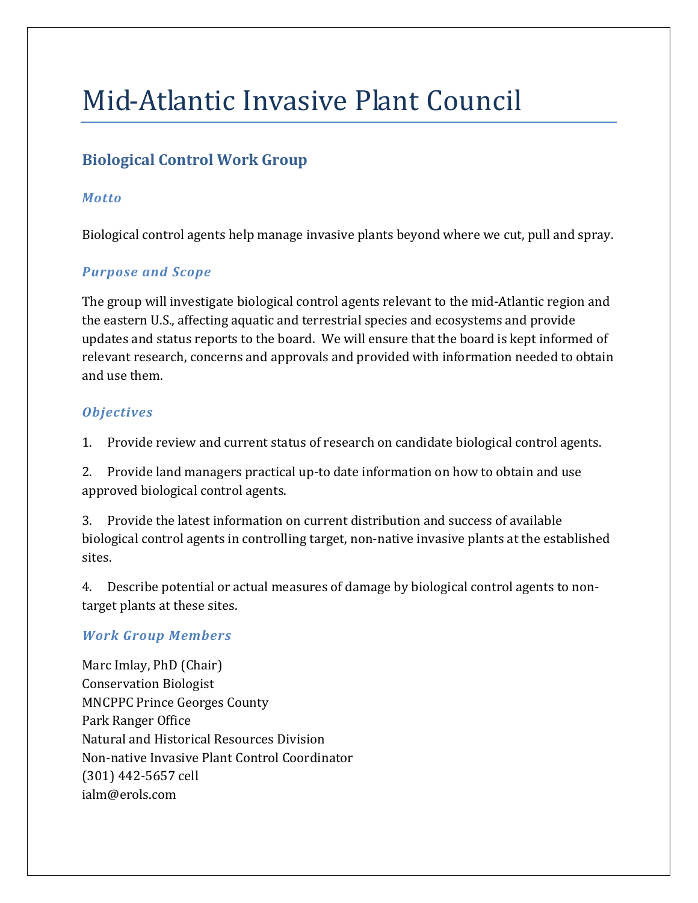# Mid-Atlantic Invasive Plant Council

## Biological Control Work Group

### *Motto*

Biological control agents help manage invasive plants beyond where we cut, pull and spray.

### *Purpose and Scope*

The group will investigate biological control agents relevant to the mid-Atlantic region and the eastern U.S., affecting aquatic and terrestrial species and ecosystems and provide updates and status reports to the board. We will ensure that the board is kept informed of relevant research, concerns and approvals and provided with information needed to obtain and use them.

### *Objectives*

1. Provide review and current status of research on candidate biological control agents.

2. Provide land managers practical up-to date information on how to obtain and use approved biological control agents.

3. Provide the latest information on current distribution and success of available biological control agents in controlling target, non-native invasive plants at the established sites.

4. Describe potential or actual measures of damage by biological control agents to non-target plants at these sites.

### *Work Group Members*

Marc Imlay, PhD (Chair)
Conservation Biologist
MNCPPC Prince Georges County
Park Ranger Office
Natural and Historical Resources Division
Non-native Invasive Plant Control Coordinator
(301) 442-5657 cell
ialm@erols.com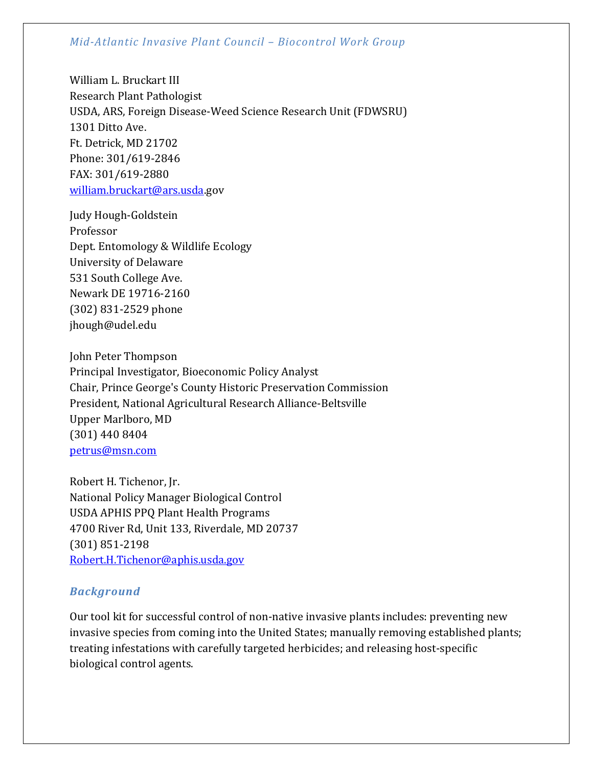William L. Bruckart III
Research Plant Pathologist
USDA, ARS, Foreign Disease-Weed Science Research Unit (FDWSRU)
1301 Ditto Ave.
Ft. Detrick, MD 21702
Phone: 301/619-2846
FAX: 301/619-2880
william.bruckart@ars.usda.gov

Judy Hough-Goldstein
Professor
Dept. Entomology & Wildlife Ecology
University of Delaware
531 South College Ave.
Newark DE 19716-2160
(302) 831-2529 phone
jhough@udel.edu

John Peter Thompson
Principal Investigator, Bioeconomic Policy Analyst
Chair, Prince George's County Historic Preservation Commission
President, National Agricultural Research Alliance-Beltsville
Upper Marlboro, MD
(301) 440 8404
petrus@msn.com

Robert H. Tichenor, Jr.
National Policy Manager Biological Control
USDA APHIS PPQ Plant Health Programs
4700 River Rd, Unit 133, Riverdale, MD 20737
(301) 851-2198
Robert.H.Tichenor@aphis.usda.gov

## *Background*

Our tool kit for successful control of non-native invasive plants includes: preventing new invasive species from coming into the United States; manually removing established plants; treating infestations with carefully targeted herbicides; and releasing host-specific biological control agents.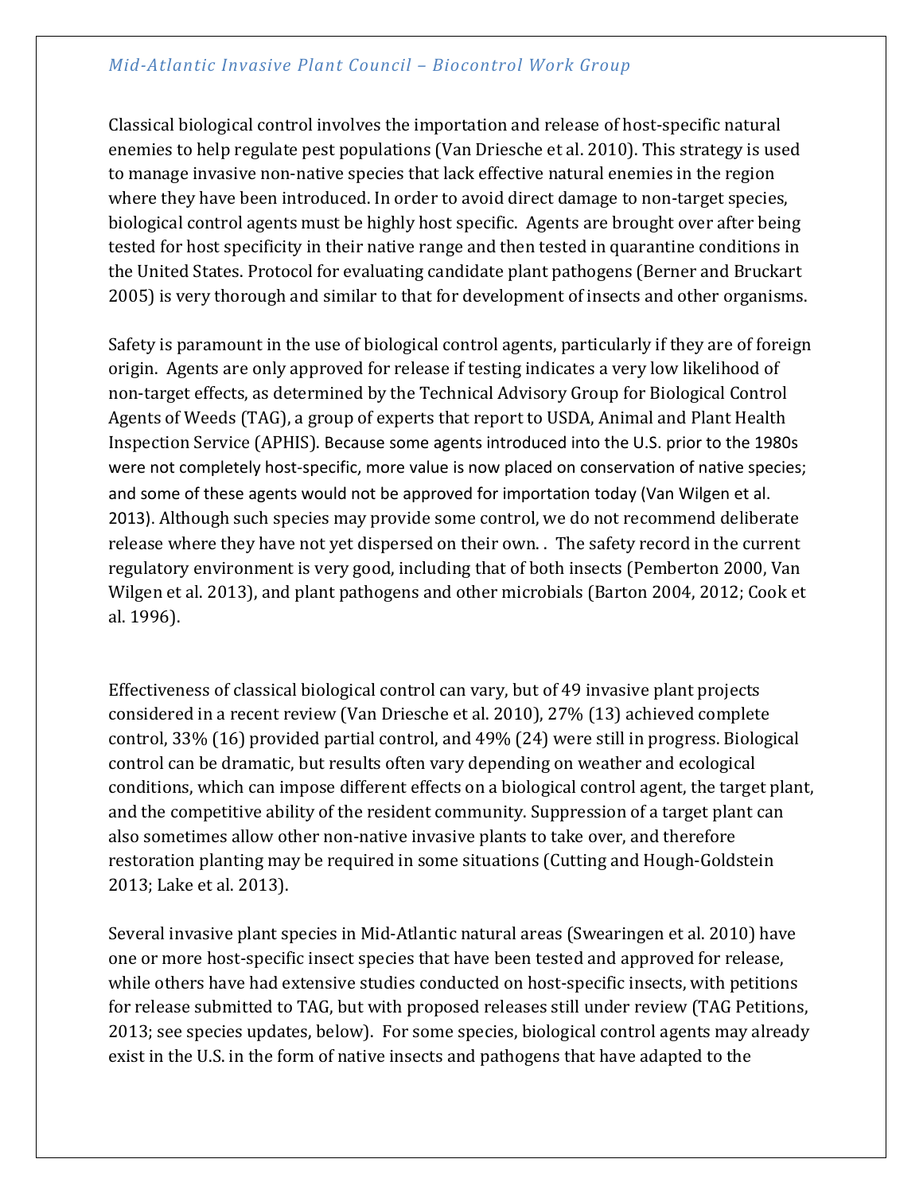Classical biological control involves the importation and release of host-specific natural enemies to help regulate pest populations (Van Driesche et al. 2010). This strategy is used to manage invasive non-native species that lack effective natural enemies in the region where they have been introduced. In order to avoid direct damage to non-target species, biological control agents must be highly host specific. Agents are brought over after being tested for host specificity in their native range and then tested in quarantine conditions in the United States. Protocol for evaluating candidate plant pathogens (Berner and Bruckart 2005) is very thorough and similar to that for development of insects and other organisms.

Safety is paramount in the use of biological control agents, particularly if they are of foreign origin. Agents are only approved for release if testing indicates a very low likelihood of non-target effects, as determined by the Technical Advisory Group for Biological Control Agents of Weeds (TAG), a group of experts that report to USDA, Animal and Plant Health Inspection Service (APHIS). Because some agents introduced into the U.S. prior to the 1980s were not completely host-specific, more value is now placed on conservation of native species; and some of these agents would not be approved for importation today (Van Wilgen et al. 2013). Although such species may provide some control, we do not recommend deliberate release where they have not yet dispersed on their own. . The safety record in the current regulatory environment is very good, including that of both insects (Pemberton 2000, Van Wilgen et al. 2013), and plant pathogens and other microbials (Barton 2004, 2012; Cook et al. 1996).

Effectiveness of classical biological control can vary, but of 49 invasive plant projects considered in a recent review (Van Driesche et al. 2010), 27% (13) achieved complete control, 33% (16) provided partial control, and 49% (24) were still in progress. Biological control can be dramatic, but results often vary depending on weather and ecological conditions, which can impose different effects on a biological control agent, the target plant, and the competitive ability of the resident community. Suppression of a target plant can also sometimes allow other non-native invasive plants to take over, and therefore restoration planting may be required in some situations (Cutting and Hough-Goldstein 2013; Lake et al. 2013).

Several invasive plant species in Mid-Atlantic natural areas (Swearingen et al. 2010) have one or more host-specific insect species that have been tested and approved for release, while others have had extensive studies conducted on host-specific insects, with petitions for release submitted to TAG, but with proposed releases still under review (TAG Petitions, 2013; see species updates, below). For some species, biological control agents may already exist in the U.S. in the form of native insects and pathogens that have adapted to the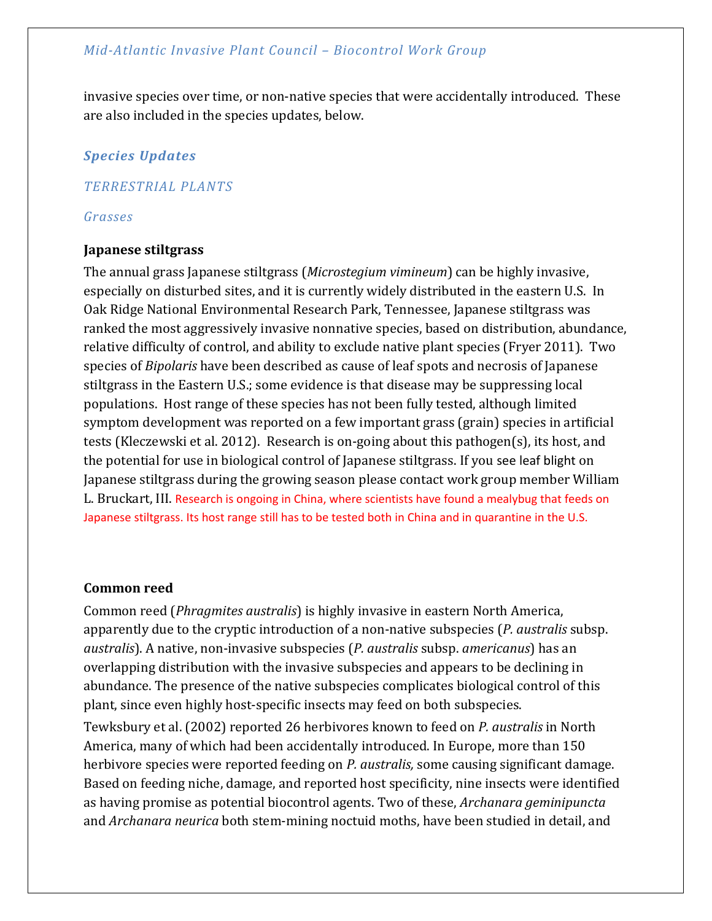invasive species over time, or non-native species that were accidentally introduced. These are also included in the species updates, below.

## Species Updates

### TERRESTRIAL PLANTS

#### Grasses

**Japanese stiltgrass**

The annual grass Japanese stiltgrass (*Microstegium vimineum*) can be highly invasive, especially on disturbed sites, and it is currently widely distributed in the eastern U.S. In Oak Ridge National Environmental Research Park, Tennessee, Japanese stiltgrass was ranked the most aggressively invasive nonnative species, based on distribution, abundance, relative difficulty of control, and ability to exclude native plant species (Fryer 2011). Two species of *Bipolaris* have been described as cause of leaf spots and necrosis of Japanese stiltgrass in the Eastern U.S.; some evidence is that disease may be suppressing local populations. Host range of these species has not been fully tested, although limited symptom development was reported on a few important grass (grain) species in artificial tests (Kleczewski et al. 2012). Research is on-going about this pathogen(s), its host, and the potential for use in biological control of Japanese stiltgrass. If you see leaf blight on Japanese stiltgrass during the growing season please contact work group member William L. Bruckart, III. Research is ongoing in China, where scientists have found a mealybug that feeds on Japanese stiltgrass. Its host range still has to be tested both in China and in quarantine in the U.S.

**Common reed**

Common reed (*Phragmites australis*) is highly invasive in eastern North America, apparently due to the cryptic introduction of a non-native subspecies (*P. australis* subsp. *australis*). A native, non-invasive subspecies (*P. australis* subsp. *americanus*) has an overlapping distribution with the invasive subspecies and appears to be declining in abundance. The presence of the native subspecies complicates biological control of this plant, since even highly host-specific insects may feed on both subspecies.

Tewksbury et al. (2002) reported 26 herbivores known to feed on *P. australis* in North America, many of which had been accidentally introduced. In Europe, more than 150 herbivore species were reported feeding on *P. australis,* some causing significant damage. Based on feeding niche, damage, and reported host specificity, nine insects were identified as having promise as potential biocontrol agents. Two of these, *Archanara geminipuncta* and *Archanara neurica* both stem-mining noctuid moths, have been studied in detail, and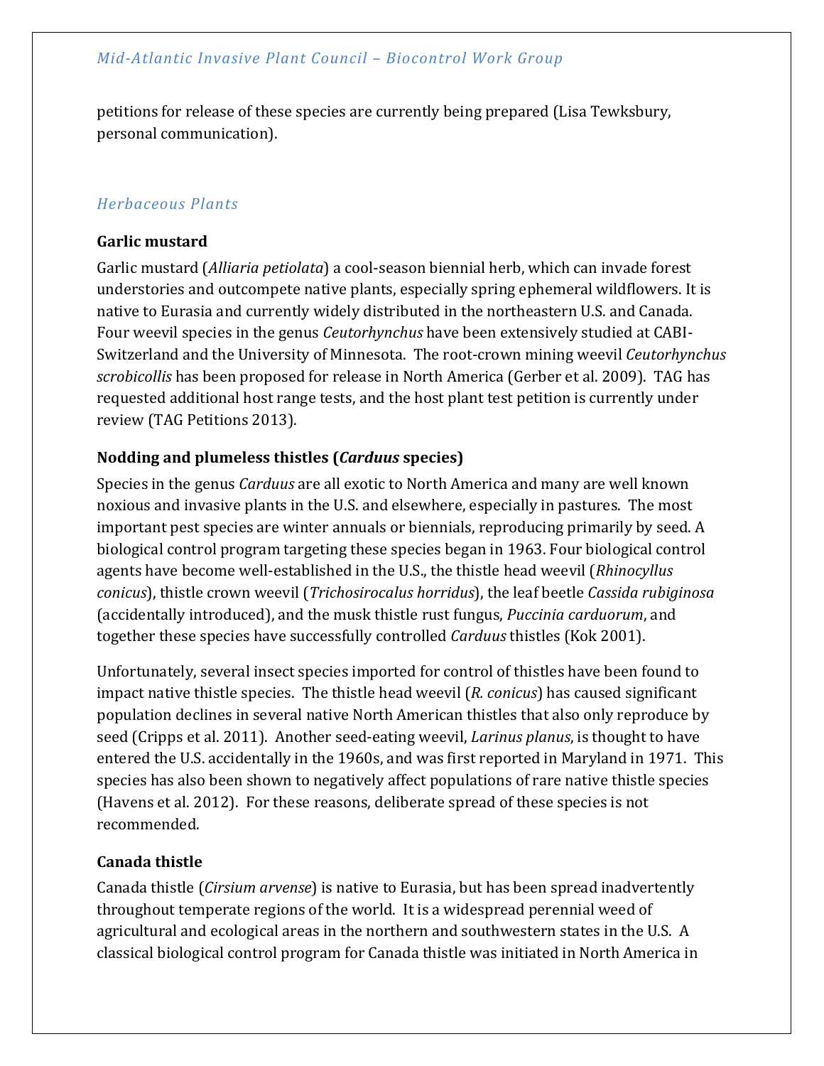petitions for release of these species are currently being prepared (Lisa Tewksbury, personal communication).

### *Herbaceous Plants*

**Garlic mustard**

Garlic mustard (*Alliaria petiolata*) a cool-season biennial herb, which can invade forest understories and outcompete native plants, especially spring ephemeral wildflowers. It is native to Eurasia and currently widely distributed in the northeastern U.S. and Canada. Four weevil species in the genus *Ceutorhynchus* have been extensively studied at CABI-Switzerland and the University of Minnesota. The root-crown mining weevil *Ceutorhynchus scrobicollis* has been proposed for release in North America (Gerber et al. 2009). TAG has requested additional host range tests, and the host plant test petition is currently under review (TAG Petitions 2013).

**Nodding and plumeless thistles (*Carduus* species)**

Species in the genus *Carduus* are all exotic to North America and many are well known noxious and invasive plants in the U.S. and elsewhere, especially in pastures. The most important pest species are winter annuals or biennials, reproducing primarily by seed. A biological control program targeting these species began in 1963. Four biological control agents have become well-established in the U.S., the thistle head weevil (*Rhinocyllus conicus*), thistle crown weevil (*Trichosirocalus horridus*), the leaf beetle *Cassida rubiginosa* (accidentally introduced), and the musk thistle rust fungus, *Puccinia carduorum*, and together these species have successfully controlled *Carduus* thistles (Kok 2001).

Unfortunately, several insect species imported for control of thistles have been found to impact native thistle species. The thistle head weevil (*R. conicus*) has caused significant population declines in several native North American thistles that also only reproduce by seed (Cripps et al. 2011). Another seed-eating weevil, *Larinus planus*, is thought to have entered the U.S. accidentally in the 1960s, and was first reported in Maryland in 1971. This species has also been shown to negatively affect populations of rare native thistle species (Havens et al. 2012). For these reasons, deliberate spread of these species is not recommended.

**Canada thistle**

Canada thistle (*Cirsium arvense*) is native to Eurasia, but has been spread inadvertently throughout temperate regions of the world. It is a widespread perennial weed of agricultural and ecological areas in the northern and southwestern states in the U.S. A classical biological control program for Canada thistle was initiated in North America in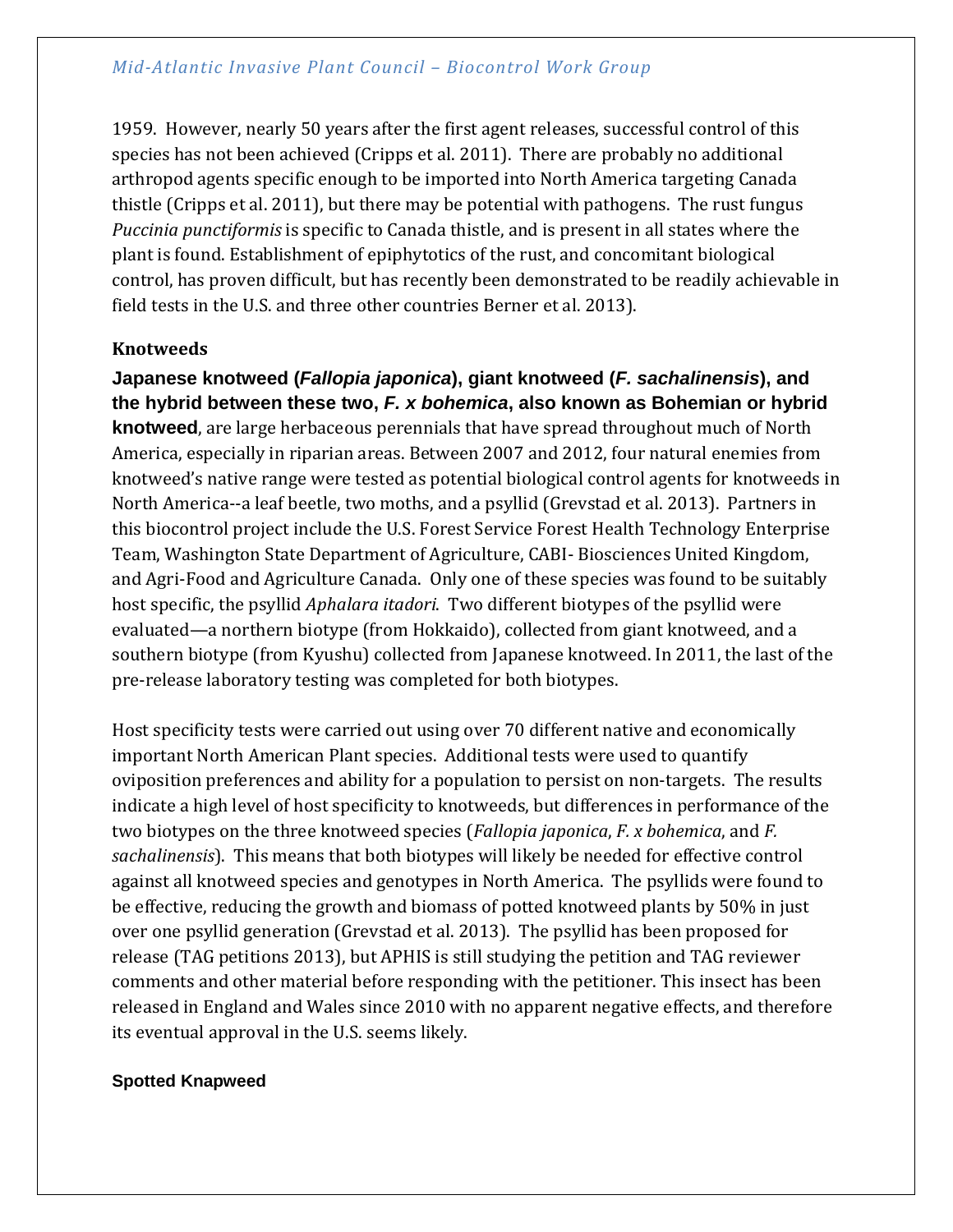1959. However, nearly 50 years after the first agent releases, successful control of this species has not been achieved (Cripps et al. 2011). There are probably no additional arthropod agents specific enough to be imported into North America targeting Canada thistle (Cripps et al. 2011), but there may be potential with pathogens. The rust fungus *Puccinia punctiformis* is specific to Canada thistle, and is present in all states where the plant is found. Establishment of epiphytotics of the rust, and concomitant biological control, has proven difficult, but has recently been demonstrated to be readily achievable in field tests in the U.S. and three other countries Berner et al. 2013).

### Knotweeds

**Japanese knotweed (*Fallopia japonica*), giant knotweed (*F. sachalinensis*), and the hybrid between these two, *F. x bohemica*, also known as Bohemian or hybrid knotweed**, are large herbaceous perennials that have spread throughout much of North America, especially in riparian areas. Between 2007 and 2012, four natural enemies from knotweed's native range were tested as potential biological control agents for knotweeds in North America--a leaf beetle, two moths, and a psyllid (Grevstad et al. 2013). Partners in this biocontrol project include the U.S. Forest Service Forest Health Technology Enterprise Team, Washington State Department of Agriculture, CABI- Biosciences United Kingdom, and Agri-Food and Agriculture Canada. Only one of these species was found to be suitably host specific, the psyllid *Aphalara itadori*. Two different biotypes of the psyllid were evaluated—a northern biotype (from Hokkaido), collected from giant knotweed, and a southern biotype (from Kyushu) collected from Japanese knotweed. In 2011, the last of the pre-release laboratory testing was completed for both biotypes.

Host specificity tests were carried out using over 70 different native and economically important North American Plant species. Additional tests were used to quantify oviposition preferences and ability for a population to persist on non-targets. The results indicate a high level of host specificity to knotweeds, but differences in performance of the two biotypes on the three knotweed species (*Fallopia japonica*, *F. x bohemica*, and *F. sachalinensis*). This means that both biotypes will likely be needed for effective control against all knotweed species and genotypes in North America. The psyllids were found to be effective, reducing the growth and biomass of potted knotweed plants by 50% in just over one psyllid generation (Grevstad et al. 2013). The psyllid has been proposed for release (TAG petitions 2013), but APHIS is still studying the petition and TAG reviewer comments and other material before responding with the petitioner. This insect has been released in England and Wales since 2010 with no apparent negative effects, and therefore its eventual approval in the U.S. seems likely.

### Spotted Knapweed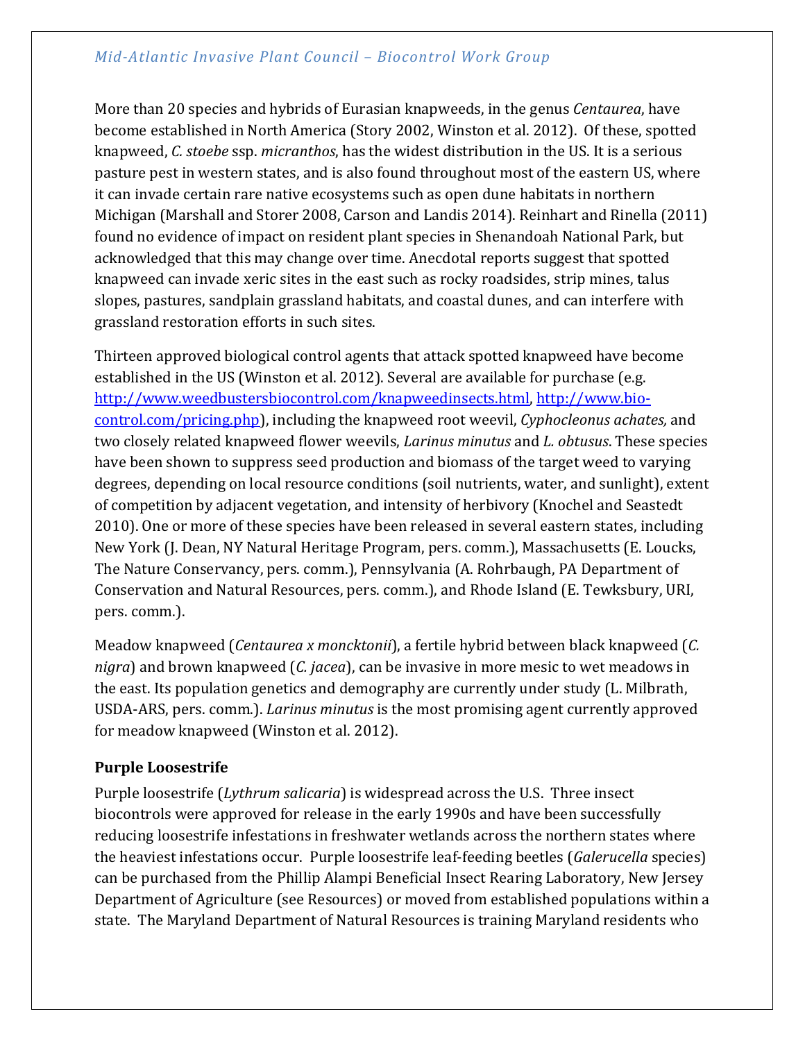More than 20 species and hybrids of Eurasian knapweeds, in the genus *Centaurea*, have become established in North America (Story 2002, Winston et al. 2012). Of these, spotted knapweed, *C. stoebe* ssp. *micranthos*, has the widest distribution in the US. It is a serious pasture pest in western states, and is also found throughout most of the eastern US, where it can invade certain rare native ecosystems such as open dune habitats in northern Michigan (Marshall and Storer 2008, Carson and Landis 2014). Reinhart and Rinella (2011) found no evidence of impact on resident plant species in Shenandoah National Park, but acknowledged that this may change over time. Anecdotal reports suggest that spotted knapweed can invade xeric sites in the east such as rocky roadsides, strip mines, talus slopes, pastures, sandplain grassland habitats, and coastal dunes, and can interfere with grassland restoration efforts in such sites.

Thirteen approved biological control agents that attack spotted knapweed have become established in the US (Winston et al. 2012). Several are available for purchase (e.g. http://www.weedbustersbiocontrol.com/knapweedinsects.html, http://www.bio-control.com/pricing.php), including the knapweed root weevil, *Cyphocleonus achates,* and two closely related knapweed flower weevils, *Larinus minutus* and *L. obtusus*. These species have been shown to suppress seed production and biomass of the target weed to varying degrees, depending on local resource conditions (soil nutrients, water, and sunlight), extent of competition by adjacent vegetation, and intensity of herbivory (Knochel and Seastedt 2010). One or more of these species have been released in several eastern states, including New York (J. Dean, NY Natural Heritage Program, pers. comm.), Massachusetts (E. Loucks, The Nature Conservancy, pers. comm.), Pennsylvania (A. Rohrbaugh, PA Department of Conservation and Natural Resources, pers. comm.), and Rhode Island (E. Tewksbury, URI, pers. comm.).

Meadow knapweed (*Centaurea x moncktonii*), a fertile hybrid between black knapweed (*C. nigra*) and brown knapweed (*C. jacea*), can be invasive in more mesic to wet meadows in the east. Its population genetics and demography are currently under study (L. Milbrath, USDA-ARS, pers. comm.). *Larinus minutus* is the most promising agent currently approved for meadow knapweed (Winston et al. 2012).

## Purple Loosestrife

Purple loosestrife (*Lythrum salicaria*) is widespread across the U.S. Three insect biocontrols were approved for release in the early 1990s and have been successfully reducing loosestrife infestations in freshwater wetlands across the northern states where the heaviest infestations occur. Purple loosestrife leaf-feeding beetles (*Galerucella* species) can be purchased from the Phillip Alampi Beneficial Insect Rearing Laboratory, New Jersey Department of Agriculture (see Resources) or moved from established populations within a state. The Maryland Department of Natural Resources is training Maryland residents who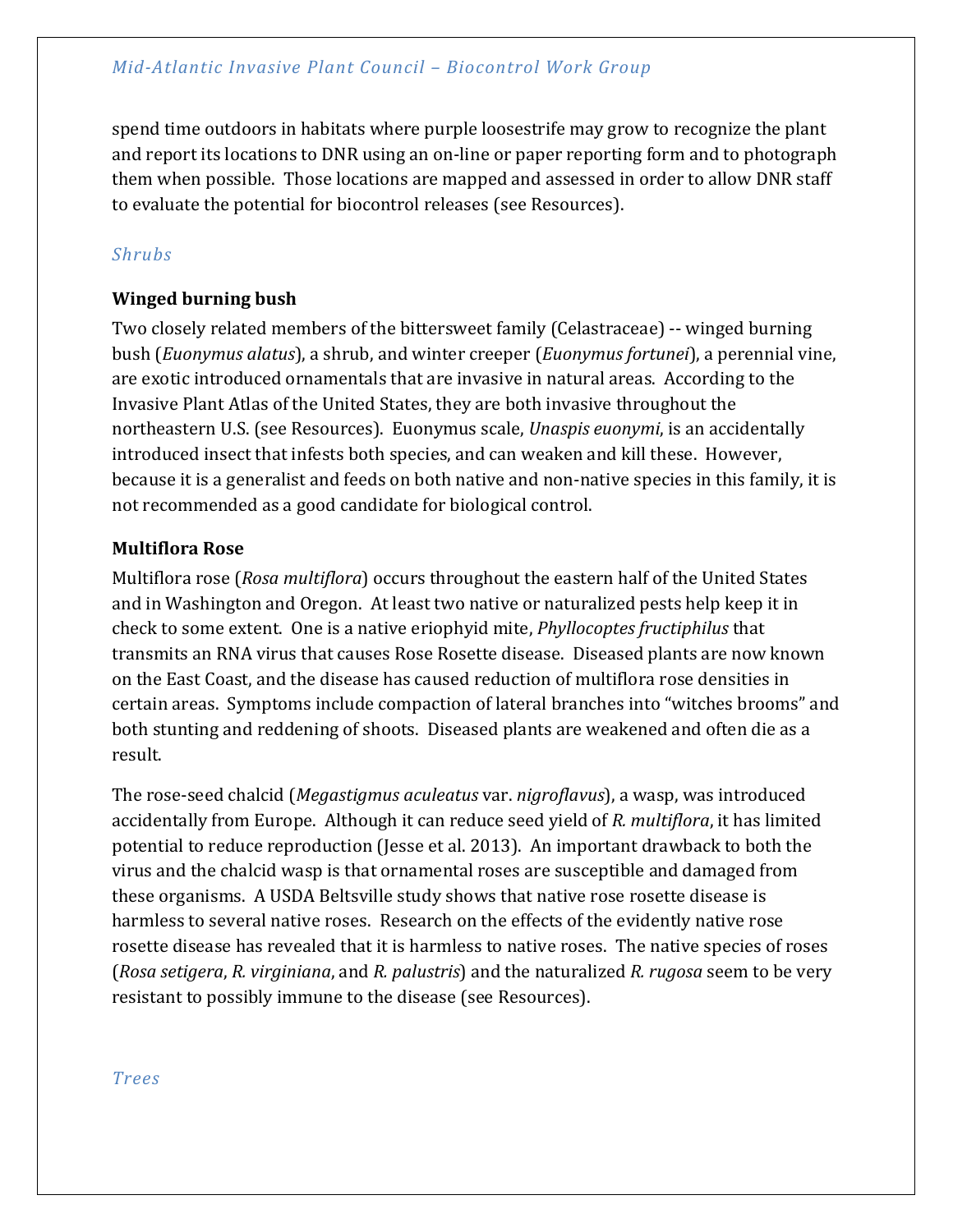spend time outdoors in habitats where purple loosestrife may grow to recognize the plant and report its locations to DNR using an on-line or paper reporting form and to photograph them when possible. Those locations are mapped and assessed in order to allow DNR staff to evaluate the potential for biocontrol releases (see Resources).

### *Shrubs*

#### Winged burning bush

Two closely related members of the bittersweet family (Celastraceae) -- winged burning bush (*Euonymus alatus*), a shrub, and winter creeper (*Euonymus fortunei*), a perennial vine, are exotic introduced ornamentals that are invasive in natural areas. According to the Invasive Plant Atlas of the United States, they are both invasive throughout the northeastern U.S. (see Resources). Euonymus scale, *Unaspis euonymi*, is an accidentally introduced insect that infests both species, and can weaken and kill these. However, because it is a generalist and feeds on both native and non-native species in this family, it is not recommended as a good candidate for biological control.

#### Multiflora Rose

Multiflora rose (*Rosa multiflora*) occurs throughout the eastern half of the United States and in Washington and Oregon. At least two native or naturalized pests help keep it in check to some extent. One is a native eriophyid mite, *Phyllocoptes fructiphilus* that transmits an RNA virus that causes Rose Rosette disease. Diseased plants are now known on the East Coast, and the disease has caused reduction of multiflora rose densities in certain areas. Symptoms include compaction of lateral branches into "witches brooms" and both stunting and reddening of shoots. Diseased plants are weakened and often die as a result.

The rose-seed chalcid (*Megastigmus aculeatus* var. *nigroflavus*), a wasp, was introduced accidentally from Europe. Although it can reduce seed yield of *R. multiflora*, it has limited potential to reduce reproduction (Jesse et al. 2013). An important drawback to both the virus and the chalcid wasp is that ornamental roses are susceptible and damaged from these organisms. A USDA Beltsville study shows that native rose rosette disease is harmless to several native roses. Research on the effects of the evidently native rose rosette disease has revealed that it is harmless to native roses. The native species of roses (*Rosa setigera*, *R. virginiana*, and *R. palustris*) and the naturalized *R. rugosa* seem to be very resistant to possibly immune to the disease (see Resources).

### *Trees*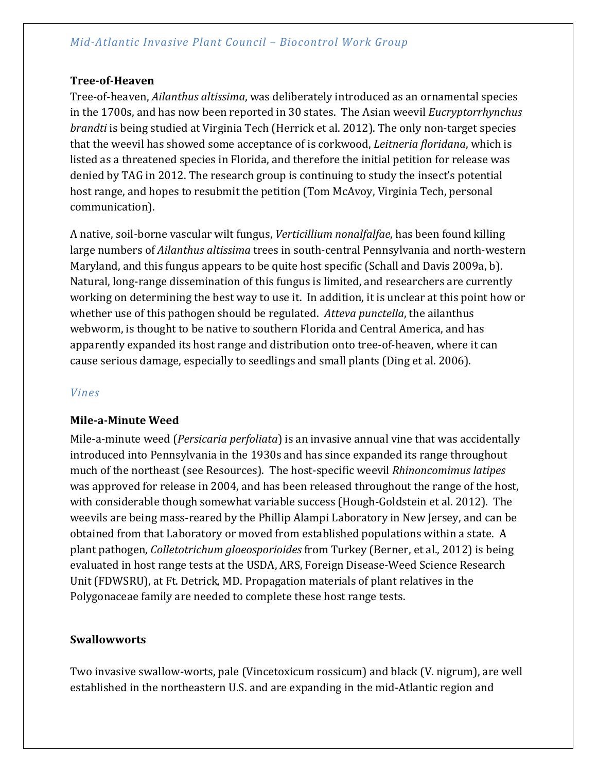### Tree-of-Heaven

Tree-of-heaven, *Ailanthus altissima*, was deliberately introduced as an ornamental species in the 1700s, and has now been reported in 30 states. The Asian weevil *Eucryptorrhynchus brandti* is being studied at Virginia Tech (Herrick et al. 2012). The only non-target species that the weevil has showed some acceptance of is corkwood, *Leitneria floridana*, which is listed as a threatened species in Florida, and therefore the initial petition for release was denied by TAG in 2012. The research group is continuing to study the insect's potential host range, and hopes to resubmit the petition (Tom McAvoy, Virginia Tech, personal communication).

A native, soil-borne vascular wilt fungus, *Verticillium nonalfalfae*, has been found killing large numbers of *Ailanthus altissima* trees in south-central Pennsylvania and north-western Maryland, and this fungus appears to be quite host specific (Schall and Davis 2009a, b). Natural, long-range dissemination of this fungus is limited, and researchers are currently working on determining the best way to use it. In addition, it is unclear at this point how or whether use of this pathogen should be regulated. *Atteva punctella*, the ailanthus webworm, is thought to be native to southern Florida and Central America, and has apparently expanded its host range and distribution onto tree-of-heaven, where it can cause serious damage, especially to seedlings and small plants (Ding et al. 2006).

## *Vines*

### Mile-a-Minute Weed

Mile-a-minute weed (*Persicaria perfoliata*) is an invasive annual vine that was accidentally introduced into Pennsylvania in the 1930s and has since expanded its range throughout much of the northeast (see Resources). The host-specific weevil *Rhinoncomimus latipes* was approved for release in 2004, and has been released throughout the range of the host, with considerable though somewhat variable success (Hough-Goldstein et al. 2012). The weevils are being mass-reared by the Phillip Alampi Laboratory in New Jersey, and can be obtained from that Laboratory or moved from established populations within a state. A plant pathogen, *Colletotrichum gloeosporioides* from Turkey (Berner, et al., 2012) is being evaluated in host range tests at the USDA, ARS, Foreign Disease-Weed Science Research Unit (FDWSRU), at Ft. Detrick, MD. Propagation materials of plant relatives in the Polygonaceae family are needed to complete these host range tests.

### Swallowworts

Two invasive swallow-worts, pale (Vincetoxicum rossicum) and black (V. nigrum), are well established in the northeastern U.S. and are expanding in the mid-Atlantic region and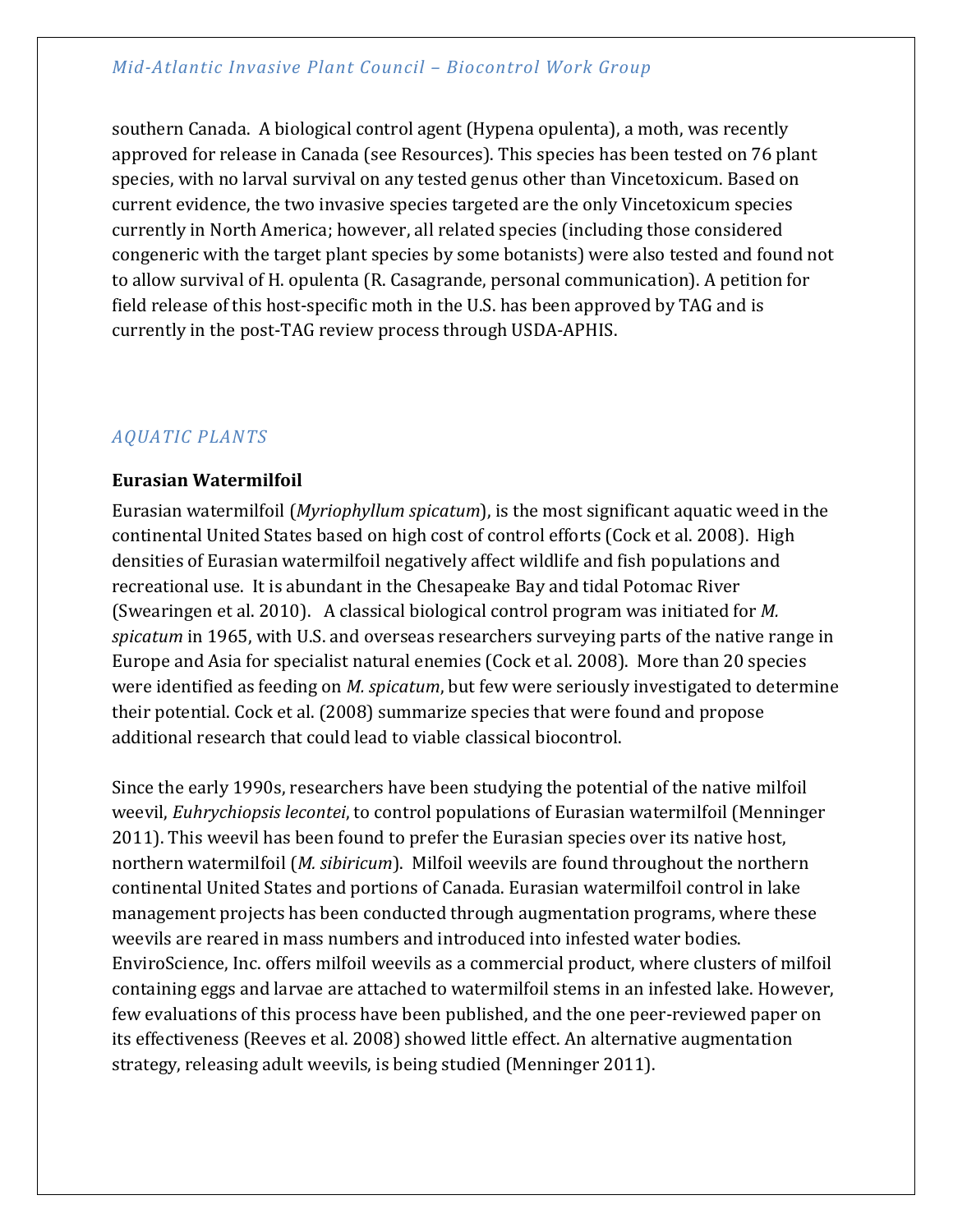southern Canada. A biological control agent (Hypena opulenta), a moth, was recently approved for release in Canada (see Resources). This species has been tested on 76 plant species, with no larval survival on any tested genus other than Vincetoxicum. Based on current evidence, the two invasive species targeted are the only Vincetoxicum species currently in North America; however, all related species (including those considered congeneric with the target plant species by some botanists) were also tested and found not to allow survival of H. opulenta (R. Casagrande, personal communication). A petition for field release of this host-specific moth in the U.S. has been approved by TAG and is currently in the post-TAG review process through USDA-APHIS.

## *AQUATIC PLANTS*

### Eurasian Watermilfoil

Eurasian watermilfoil (*Myriophyllum spicatum*), is the most significant aquatic weed in the continental United States based on high cost of control efforts (Cock et al. 2008). High densities of Eurasian watermilfoil negatively affect wildlife and fish populations and recreational use. It is abundant in the Chesapeake Bay and tidal Potomac River (Swearingen et al. 2010). A classical biological control program was initiated for *M. spicatum* in 1965, with U.S. and overseas researchers surveying parts of the native range in Europe and Asia for specialist natural enemies (Cock et al. 2008). More than 20 species were identified as feeding on *M. spicatum*, but few were seriously investigated to determine their potential. Cock et al. (2008) summarize species that were found and propose additional research that could lead to viable classical biocontrol.

Since the early 1990s, researchers have been studying the potential of the native milfoil weevil, *Euhrychiopsis lecontei*, to control populations of Eurasian watermilfoil (Menninger 2011). This weevil has been found to prefer the Eurasian species over its native host, northern watermilfoil (*M. sibiricum*). Milfoil weevils are found throughout the northern continental United States and portions of Canada. Eurasian watermilfoil control in lake management projects has been conducted through augmentation programs, where these weevils are reared in mass numbers and introduced into infested water bodies. EnviroScience, Inc. offers milfoil weevils as a commercial product, where clusters of milfoil containing eggs and larvae are attached to watermilfoil stems in an infested lake. However, few evaluations of this process have been published, and the one peer-reviewed paper on its effectiveness (Reeves et al. 2008) showed little effect. An alternative augmentation strategy, releasing adult weevils, is being studied (Menninger 2011).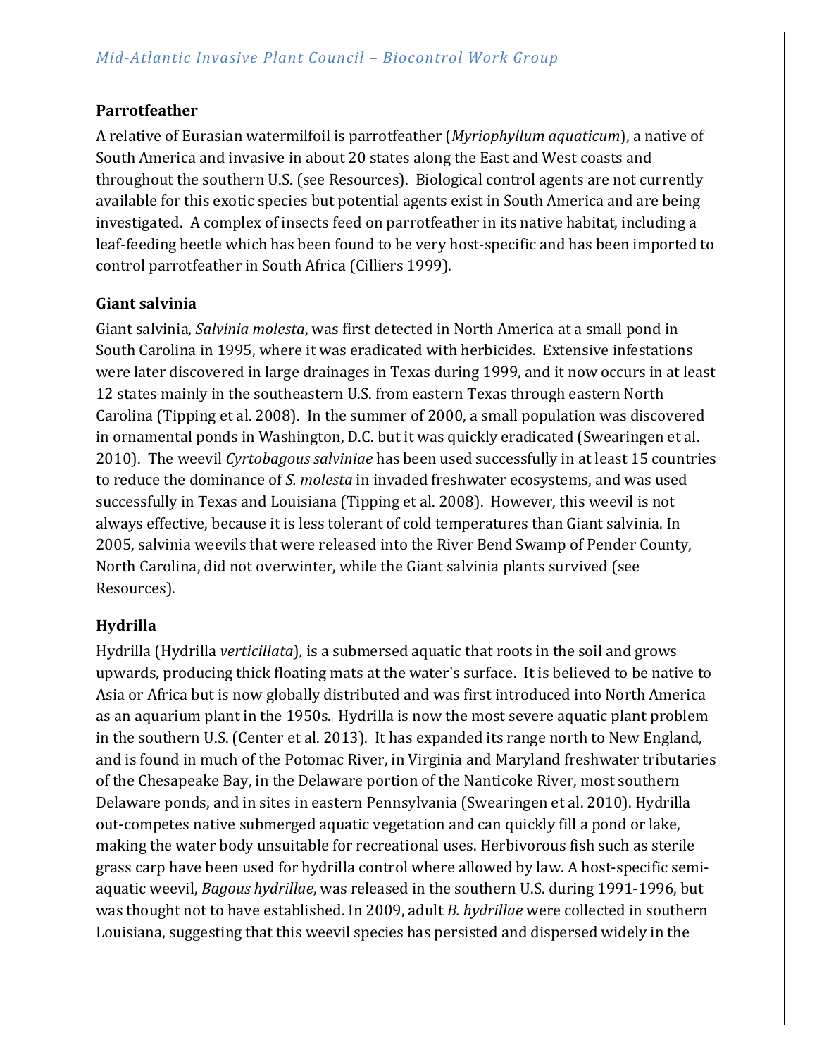### Parrotfeather

A relative of Eurasian watermilfoil is parrotfeather (*Myriophyllum aquaticum*), a native of South America and invasive in about 20 states along the East and West coasts and throughout the southern U.S. (see Resources). Biological control agents are not currently available for this exotic species but potential agents exist in South America and are being investigated. A complex of insects feed on parrotfeather in its native habitat, including a leaf-feeding beetle which has been found to be very host-specific and has been imported to control parrotfeather in South Africa (Cilliers 1999).

### Giant salvinia

Giant salvinia, *Salvinia molesta*, was first detected in North America at a small pond in South Carolina in 1995, where it was eradicated with herbicides. Extensive infestations were later discovered in large drainages in Texas during 1999, and it now occurs in at least 12 states mainly in the southeastern U.S. from eastern Texas through eastern North Carolina (Tipping et al. 2008). In the summer of 2000, a small population was discovered in ornamental ponds in Washington, D.C. but it was quickly eradicated (Swearingen et al. 2010). The weevil *Cyrtobagous salviniae* has been used successfully in at least 15 countries to reduce the dominance of *S. molesta* in invaded freshwater ecosystems, and was used successfully in Texas and Louisiana (Tipping et al. 2008). However, this weevil is not always effective, because it is less tolerant of cold temperatures than Giant salvinia. In 2005, salvinia weevils that were released into the River Bend Swamp of Pender County, North Carolina, did not overwinter, while the Giant salvinia plants survived (see Resources).

### Hydrilla

Hydrilla (Hydrilla *verticillata*), is a submersed aquatic that roots in the soil and grows upwards, producing thick floating mats at the water's surface. It is believed to be native to Asia or Africa but is now globally distributed and was first introduced into North America as an aquarium plant in the 1950s. Hydrilla is now the most severe aquatic plant problem in the southern U.S. (Center et al. 2013). It has expanded its range north to New England, and is found in much of the Potomac River, in Virginia and Maryland freshwater tributaries of the Chesapeake Bay, in the Delaware portion of the Nanticoke River, most southern Delaware ponds, and in sites in eastern Pennsylvania (Swearingen et al. 2010). Hydrilla out-competes native submerged aquatic vegetation and can quickly fill a pond or lake, making the water body unsuitable for recreational uses. Herbivorous fish such as sterile grass carp have been used for hydrilla control where allowed by law. A host-specific semi-aquatic weevil, *Bagous hydrillae*, was released in the southern U.S. during 1991-1996, but was thought not to have established. In 2009, adult *B. hydrillae* were collected in southern Louisiana, suggesting that this weevil species has persisted and dispersed widely in the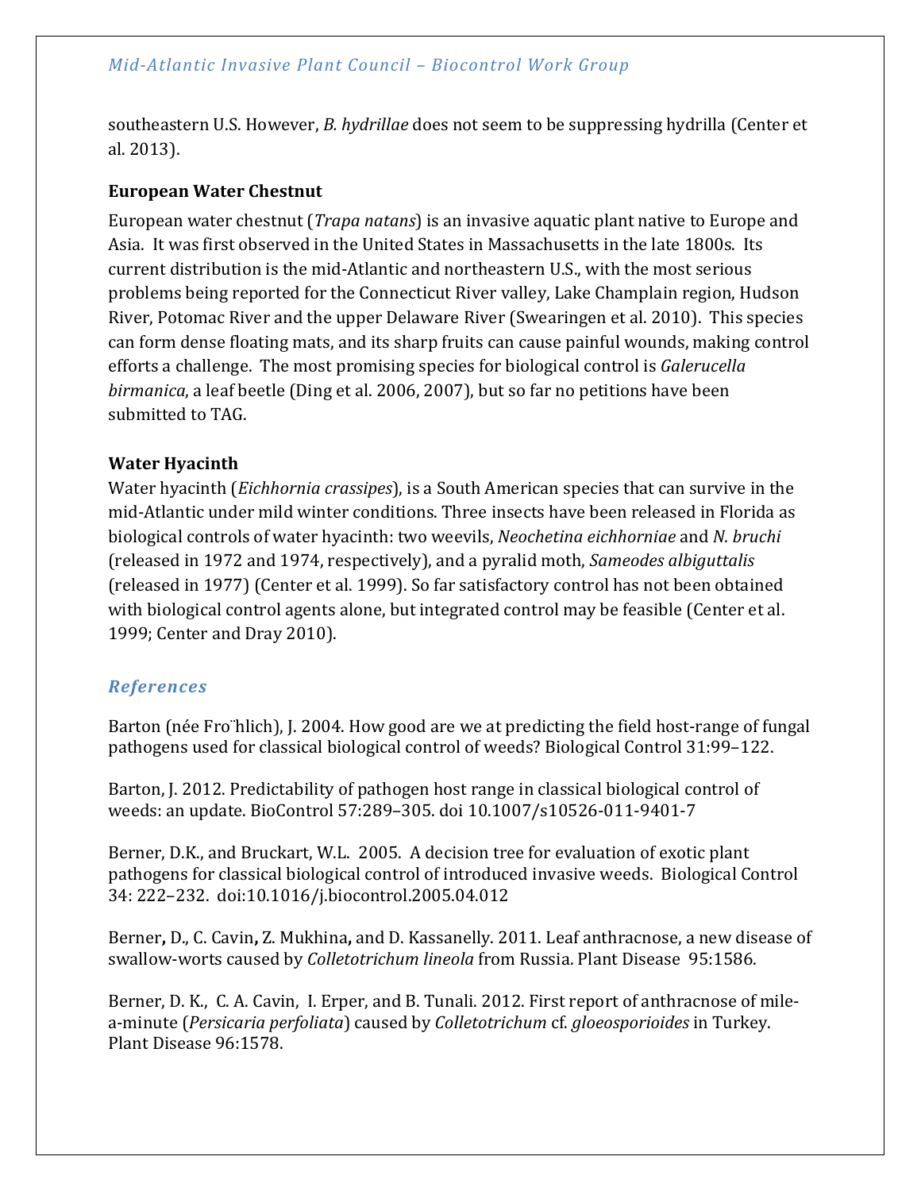southeastern U.S. However, *B. hydrillae* does not seem to be suppressing hydrilla (Center et al. 2013).

**European Water Chestnut**

European water chestnut (*Trapa natans*) is an invasive aquatic plant native to Europe and Asia. It was first observed in the United States in Massachusetts in the late 1800s. Its current distribution is the mid-Atlantic and northeastern U.S., with the most serious problems being reported for the Connecticut River valley, Lake Champlain region, Hudson River, Potomac River and the upper Delaware River (Swearingen et al. 2010). This species can form dense floating mats, and its sharp fruits can cause painful wounds, making control efforts a challenge. The most promising species for biological control is *Galerucella birmanica*, a leaf beetle (Ding et al. 2006, 2007), but so far no petitions have been submitted to TAG.

**Water Hyacinth**

Water hyacinth (*Eichhornia crassipes*), is a South American species that can survive in the mid-Atlantic under mild winter conditions. Three insects have been released in Florida as biological controls of water hyacinth: two weevils, *Neochetina eichhorniae* and *N. bruchi* (released in 1972 and 1974, respectively), and a pyralid moth, *Sameodes albiguttalis* (released in 1977) (Center et al. 1999). So far satisfactory control has not been obtained with biological control agents alone, but integrated control may be feasible (Center et al. 1999; Center and Dray 2010).

## References

Barton (née Fröhlich), J. 2004. How good are we at predicting the field host-range of fungal pathogens used for classical biological control of weeds? Biological Control 31:99–122.

Barton, J. 2012. Predictability of pathogen host range in classical biological control of weeds: an update. BioControl 57:289–305. doi 10.1007/s10526-011-9401-7

Berner, D.K., and Bruckart, W.L. 2005. A decision tree for evaluation of exotic plant pathogens for classical biological control of introduced invasive weeds. Biological Control 34: 222–232. doi:10.1016/j.biocontrol.2005.04.012

Berner**,** D., C. Cavin**,** Z. Mukhina**,** and D. Kassanelly. 2011. Leaf anthracnose, a new disease of swallow-worts caused by *Colletotrichum lineola* from Russia. Plant Disease 95:1586.

Berner, D. K., C. A. Cavin, I. Erper, and B. Tunali. 2012. First report of anthracnose of mile-a-minute (*Persicaria perfoliata*) caused by *Colletotrichum* cf. *gloeosporioides* in Turkey. Plant Disease 96:1578.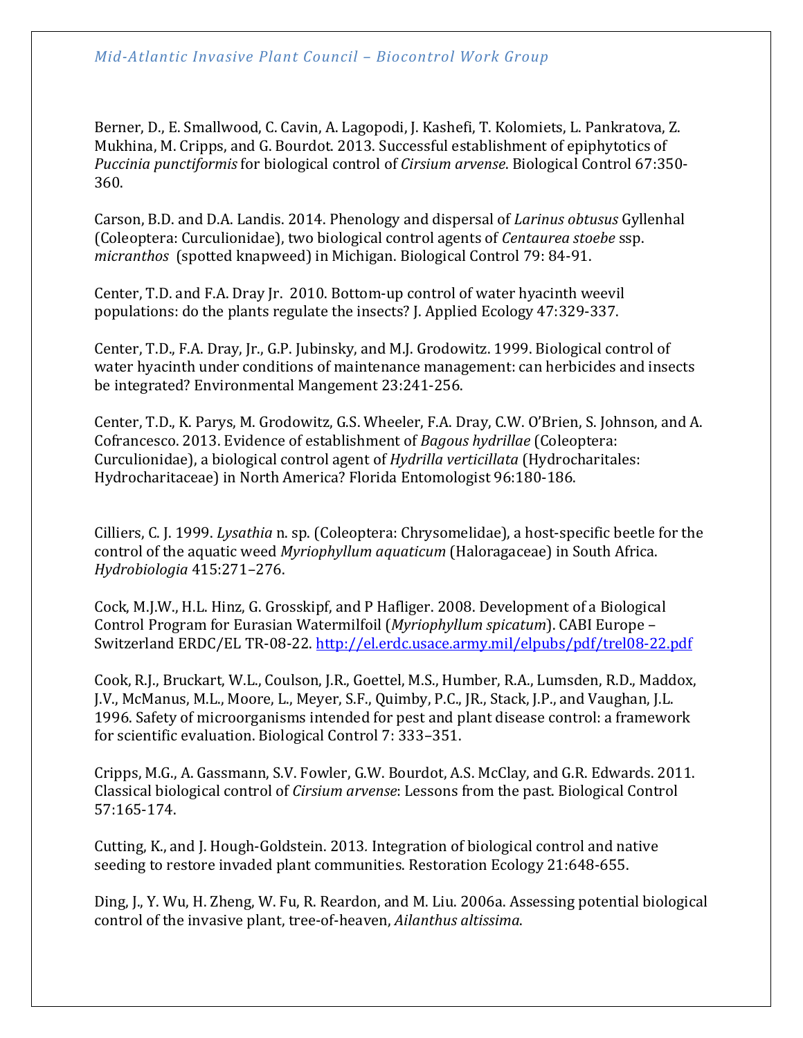Berner, D., E. Smallwood, C. Cavin, A. Lagopodi, J. Kashefi, T. Kolomiets, L. Pankratova, Z. Mukhina, M. Cripps, and G. Bourdot. 2013. Successful establishment of epiphytotics of *Puccinia punctiformis* for biological control of *Cirsium arvense*. Biological Control 67:350-360.

Carson, B.D. and D.A. Landis. 2014. Phenology and dispersal of *Larinus obtusus* Gyllenhal (Coleoptera: Curculionidae), two biological control agents of *Centaurea stoebe* ssp. *micranthos* (spotted knapweed) in Michigan. Biological Control 79: 84-91.

Center, T.D. and F.A. Dray Jr. 2010. Bottom-up control of water hyacinth weevil populations: do the plants regulate the insects? J. Applied Ecology 47:329-337.

Center, T.D., F.A. Dray, Jr., G.P. Jubinsky, and M.J. Grodowitz. 1999. Biological control of water hyacinth under conditions of maintenance management: can herbicides and insects be integrated? Environmental Mangement 23:241-256.

Center, T.D., K. Parys, M. Grodowitz, G.S. Wheeler, F.A. Dray, C.W. O'Brien, S. Johnson, and A. Cofrancesco. 2013. Evidence of establishment of *Bagous hydrillae* (Coleoptera: Curculionidae), a biological control agent of *Hydrilla verticillata* (Hydrocharitales: Hydrocharitaceae) in North America? Florida Entomologist 96:180-186.

Cilliers, C. J. 1999. *Lysathia* n. sp. (Coleoptera: Chrysomelidae), a host-specific beetle for the control of the aquatic weed *Myriophyllum aquaticum* (Haloragaceae) in South Africa. *Hydrobiologia* 415:271–276.

Cock, M.J.W., H.L. Hinz, G. Grosskipf, and P Hafliger. 2008. Development of a Biological Control Program for Eurasian Watermilfoil (*Myriophyllum spicatum*). CABI Europe – Switzerland ERDC/EL TR-08-22. http://el.erdc.usace.army.mil/elpubs/pdf/trel08-22.pdf

Cook, R.J., Bruckart, W.L., Coulson, J.R., Goettel, M.S., Humber, R.A., Lumsden, R.D., Maddox, J.V., McManus, M.L., Moore, L., Meyer, S.F., Quimby, P.C., JR., Stack, J.P., and Vaughan, J.L. 1996. Safety of microorganisms intended for pest and plant disease control: a framework for scientific evaluation. Biological Control 7: 333–351.

Cripps, M.G., A. Gassmann, S.V. Fowler, G.W. Bourdot, A.S. McClay, and G.R. Edwards. 2011. Classical biological control of *Cirsium arvense*: Lessons from the past. Biological Control 57:165-174.

Cutting, K., and J. Hough-Goldstein. 2013. Integration of biological control and native seeding to restore invaded plant communities. Restoration Ecology 21:648-655.

Ding, J., Y. Wu, H. Zheng, W. Fu, R. Reardon, and M. Liu. 2006a. Assessing potential biological control of the invasive plant, tree-of-heaven, *Ailanthus altissima*.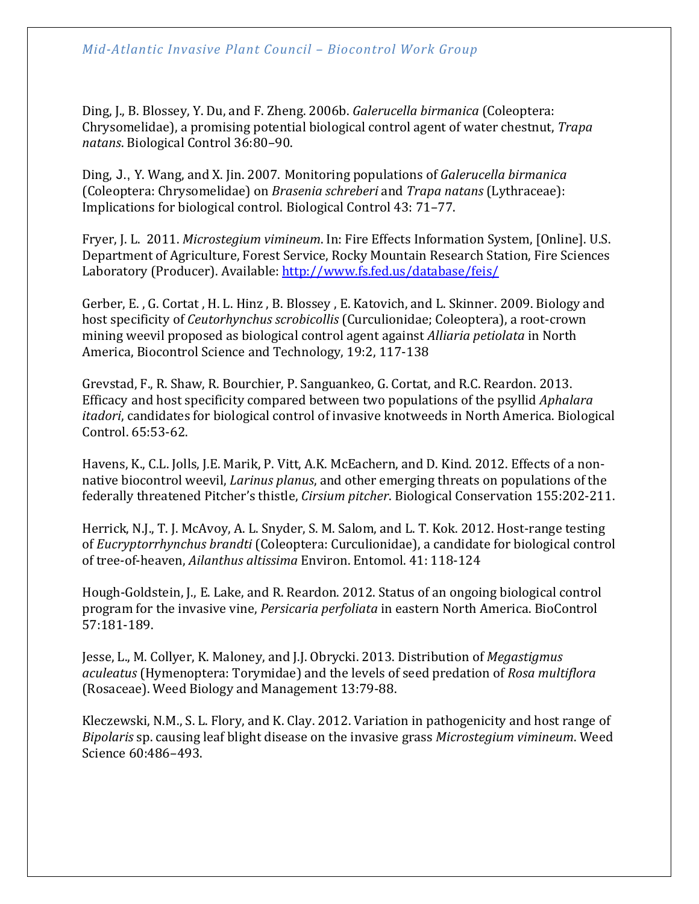Ding, J., B. Blossey, Y. Du, and F. Zheng. 2006b. *Galerucella birmanica* (Coleoptera: Chrysomelidae), a promising potential biological control agent of water chestnut, *Trapa natans*. Biological Control 36:80–90.

Ding, J., Y. Wang, and X. Jin. 2007. Monitoring populations of *Galerucella birmanica* (Coleoptera: Chrysomelidae) on *Brasenia schreberi* and *Trapa natans* (Lythraceae): Implications for biological control. Biological Control 43: 71–77.

Fryer, J. L. 2011. *Microstegium vimineum*. In: Fire Effects Information System, [Online]. U.S. Department of Agriculture, Forest Service, Rocky Mountain Research Station, Fire Sciences Laboratory (Producer). Available: http://www.fs.fed.us/database/feis/

Gerber, E. , G. Cortat , H. L. Hinz , B. Blossey , E. Katovich, and L. Skinner. 2009. Biology and host specificity of *Ceutorhynchus scrobicollis* (Curculionidae; Coleoptera), a root-crown mining weevil proposed as biological control agent against *Alliaria petiolata* in North America, Biocontrol Science and Technology, 19:2, 117-138

Grevstad, F., R. Shaw, R. Bourchier, P. Sanguankeo, G. Cortat, and R.C. Reardon. 2013. Efficacy and host specificity compared between two populations of the psyllid *Aphalara itadori*, candidates for biological control of invasive knotweeds in North America. Biological Control. 65:53-62.

Havens, K., C.L. Jolls, J.E. Marik, P. Vitt, A.K. McEachern, and D. Kind. 2012. Effects of a non-native biocontrol weevil, *Larinus planus*, and other emerging threats on populations of the federally threatened Pitcher's thistle, *Cirsium pitcher*. Biological Conservation 155:202-211.

Herrick, N.J., T. J. McAvoy, A. L. Snyder, S. M. Salom, and L. T. Kok. 2012. Host-range testing of *Eucryptorrhynchus brandti* (Coleoptera: Curculionidae), a candidate for biological control of tree-of-heaven, *Ailanthus altissima* Environ. Entomol. 41: 118-124

Hough-Goldstein, J., E. Lake, and R. Reardon. 2012. Status of an ongoing biological control program for the invasive vine, *Persicaria perfoliata* in eastern North America. BioControl 57:181-189.

Jesse, L., M. Collyer, K. Maloney, and J.J. Obrycki. 2013. Distribution of *Megastigmus aculeatus* (Hymenoptera: Torymidae) and the levels of seed predation of *Rosa multiflora* (Rosaceae). Weed Biology and Management 13:79-88.

Kleczewski, N.M., S. L. Flory, and K. Clay. 2012. Variation in pathogenicity and host range of *Bipolaris* sp. causing leaf blight disease on the invasive grass *Microstegium vimineum*. Weed Science 60:486–493.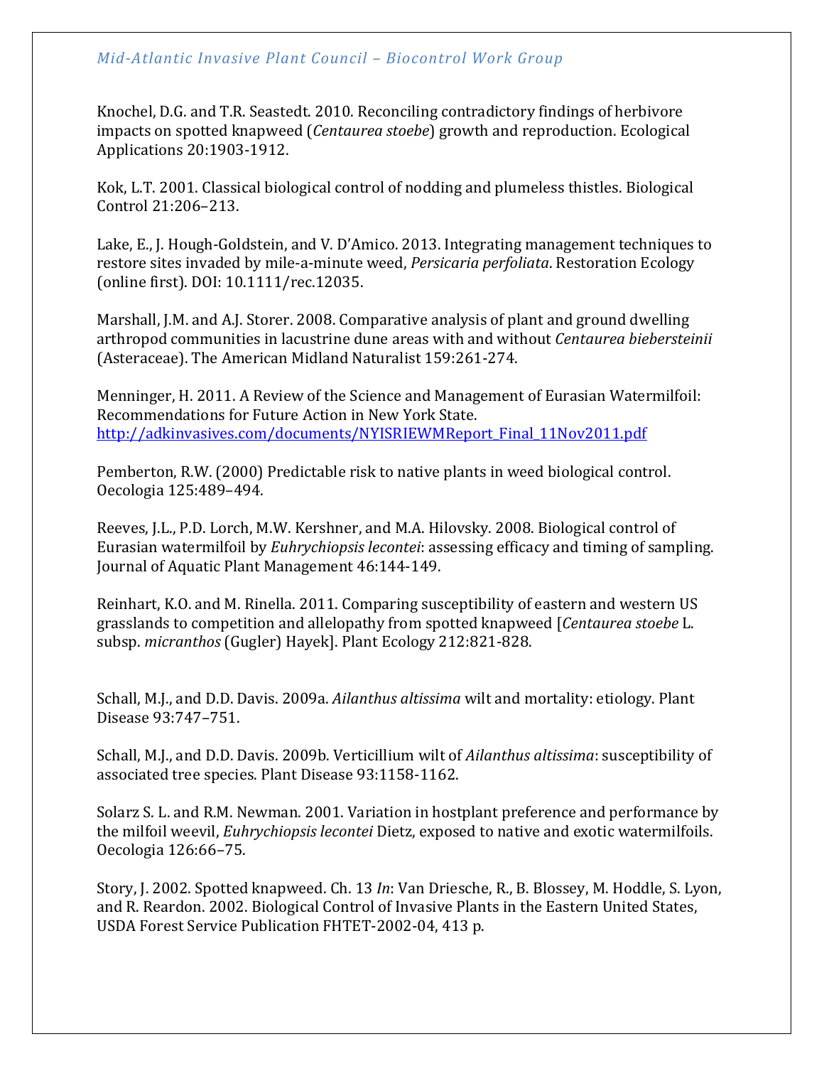Knochel, D.G. and T.R. Seastedt. 2010. Reconciling contradictory findings of herbivore impacts on spotted knapweed (*Centaurea stoebe*) growth and reproduction. Ecological Applications 20:1903-1912.

Kok, L.T. 2001. Classical biological control of nodding and plumeless thistles. Biological Control 21:206–213.

Lake, E., J. Hough-Goldstein, and V. D'Amico. 2013. Integrating management techniques to restore sites invaded by mile-a-minute weed, *Persicaria perfoliata*. Restoration Ecology (online first). DOI: 10.1111/rec.12035.

Marshall, J.M. and A.J. Storer. 2008. Comparative analysis of plant and ground dwelling arthropod communities in lacustrine dune areas with and without *Centaurea biebersteinii* (Asteraceae). The American Midland Naturalist 159:261-274.

Menninger, H. 2011. A Review of the Science and Management of Eurasian Watermilfoil: Recommendations for Future Action in New York State. http://adkinvasives.com/documents/NYISRIEWMReport_Final_11Nov2011.pdf

Pemberton, R.W. (2000) Predictable risk to native plants in weed biological control. Oecologia 125:489–494.

Reeves, J.L., P.D. Lorch, M.W. Kershner, and M.A. Hilovsky. 2008. Biological control of Eurasian watermilfoil by *Euhrychiopsis lecontei*: assessing efficacy and timing of sampling. Journal of Aquatic Plant Management 46:144-149.

Reinhart, K.O. and M. Rinella. 2011. Comparing susceptibility of eastern and western US grasslands to competition and allelopathy from spotted knapweed [*Centaurea stoebe* L. subsp. *micranthos* (Gugler) Hayek]. Plant Ecology 212:821-828.

Schall, M.J., and D.D. Davis. 2009a. *Ailanthus altissima* wilt and mortality: etiology. Plant Disease 93:747–751.

Schall, M.J., and D.D. Davis. 2009b. Verticillium wilt of *Ailanthus altissima*: susceptibility of associated tree species. Plant Disease 93:1158-1162.

Solarz S. L. and R.M. Newman. 2001. Variation in hostplant preference and performance by the milfoil weevil, *Euhrychiopsis lecontei* Dietz, exposed to native and exotic watermilfoils. Oecologia 126:66–75.

Story, J. 2002. Spotted knapweed. Ch. 13 *In*: Van Driesche, R., B. Blossey, M. Hoddle, S. Lyon, and R. Reardon. 2002. Biological Control of Invasive Plants in the Eastern United States, USDA Forest Service Publication FHTET-2002-04, 413 p.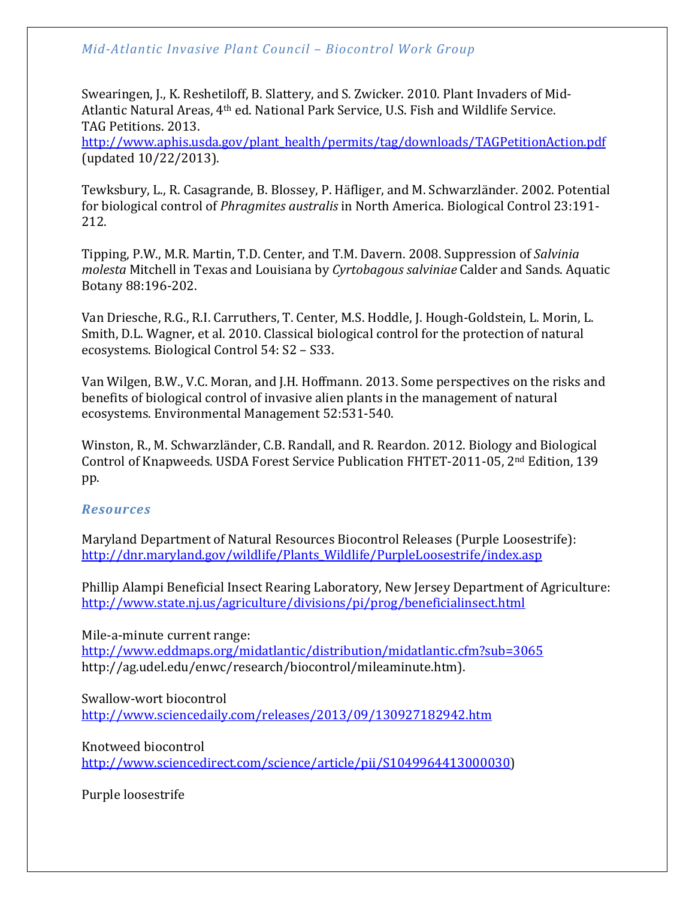Swearingen, J., K. Reshetiloff, B. Slattery, and S. Zwicker. 2010. Plant Invaders of Mid-Atlantic Natural Areas, 4th ed. National Park Service, U.S. Fish and Wildlife Service.
TAG Petitions. 2013.
http://www.aphis.usda.gov/plant_health/permits/tag/downloads/TAGPetitionAction.pdf (updated 10/22/2013).

Tewksbury, L., R. Casagrande, B. Blossey, P. Häfliger, and M. Schwarzländer. 2002. Potential for biological control of *Phragmites australis* in North America. Biological Control 23:191-212.

Tipping, P.W., M.R. Martin, T.D. Center, and T.M. Davern. 2008. Suppression of *Salvinia molesta* Mitchell in Texas and Louisiana by *Cyrtobagous salviniae* Calder and Sands. Aquatic Botany 88:196-202.

Van Driesche, R.G., R.I. Carruthers, T. Center, M.S. Hoddle, J. Hough-Goldstein, L. Morin, L. Smith, D.L. Wagner, et al. 2010. Classical biological control for the protection of natural ecosystems. Biological Control 54: S2 – S33.

Van Wilgen, B.W., V.C. Moran, and J.H. Hoffmann. 2013. Some perspectives on the risks and benefits of biological control of invasive alien plants in the management of natural ecosystems. Environmental Management 52:531-540.

Winston, R., M. Schwarzländer, C.B. Randall, and R. Reardon. 2012. Biology and Biological Control of Knapweeds. USDA Forest Service Publication FHTET-2011-05, 2nd Edition, 139 pp.

## *Resources*

Maryland Department of Natural Resources Biocontrol Releases (Purple Loosestrife):
http://dnr.maryland.gov/wildlife/Plants_Wildlife/PurpleLoosestrife/index.asp

Phillip Alampi Beneficial Insect Rearing Laboratory, New Jersey Department of Agriculture:
http://www.state.nj.us/agriculture/divisions/pi/prog/beneficialinsect.html

Mile-a-minute current range:
http://www.eddmaps.org/midatlantic/distribution/midatlantic.cfm?sub=3065
http://ag.udel.edu/enwc/research/biocontrol/mileaminute.htm).

Swallow-wort biocontrol
http://www.sciencedaily.com/releases/2013/09/130927182942.htm

Knotweed biocontrol
http://www.sciencedirect.com/science/article/pii/S1049964413000030)

Purple loosestrife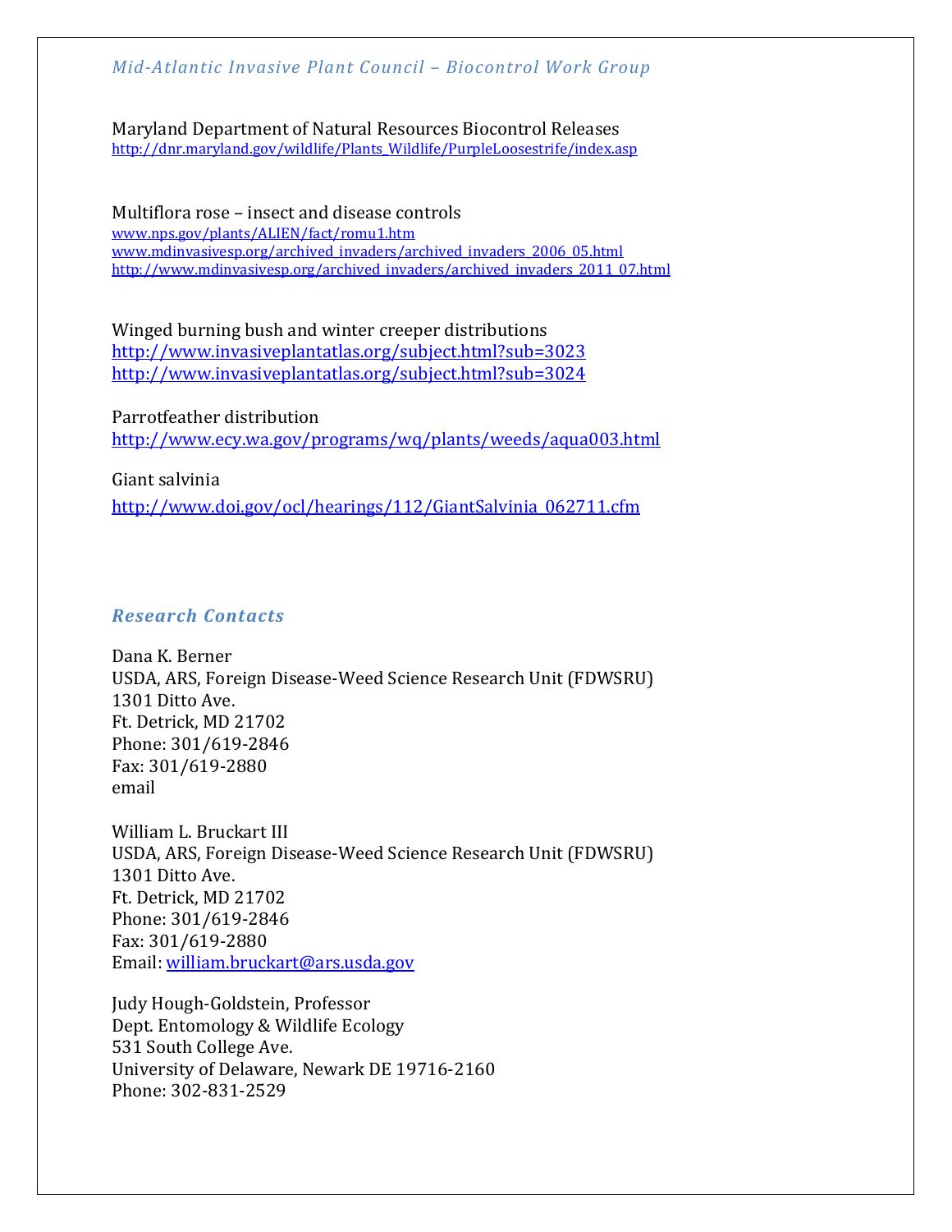Maryland Department of Natural Resources Biocontrol Releases
http://dnr.maryland.gov/wildlife/Plants_Wildlife/PurpleLoosestrife/index.asp

Multiflora rose – insect and disease controls
www.nps.gov/plants/ALIEN/fact/romu1.htm
www.mdinvasivesp.org/archived_invaders/archived_invaders_2006_05.html
http://www.mdinvasivesp.org/archived_invaders/archived_invaders_2011_07.html

Winged burning bush and winter creeper distributions
http://www.invasiveplantatlas.org/subject.html?sub=3023
http://www.invasiveplantatlas.org/subject.html?sub=3024

Parrotfeather distribution
http://www.ecy.wa.gov/programs/wq/plants/weeds/aqua003.html

Giant salvinia
http://www.doi.gov/ocl/hearings/112/GiantSalvinia_062711.cfm

## *Research Contacts*

Dana K. Berner
USDA, ARS, Foreign Disease-Weed Science Research Unit (FDWSRU)
1301 Ditto Ave.
Ft. Detrick, MD 21702
Phone: 301/619-2846
Fax: 301/619-2880
email

William L. Bruckart III
USDA, ARS, Foreign Disease-Weed Science Research Unit (FDWSRU)
1301 Ditto Ave.
Ft. Detrick, MD 21702
Phone: 301/619-2846
Fax: 301/619-2880
Email: william.bruckart@ars.usda.gov

Judy Hough-Goldstein, Professor
Dept. Entomology & Wildlife Ecology
531 South College Ave.
University of Delaware, Newark DE 19716-2160
Phone: 302-831-2529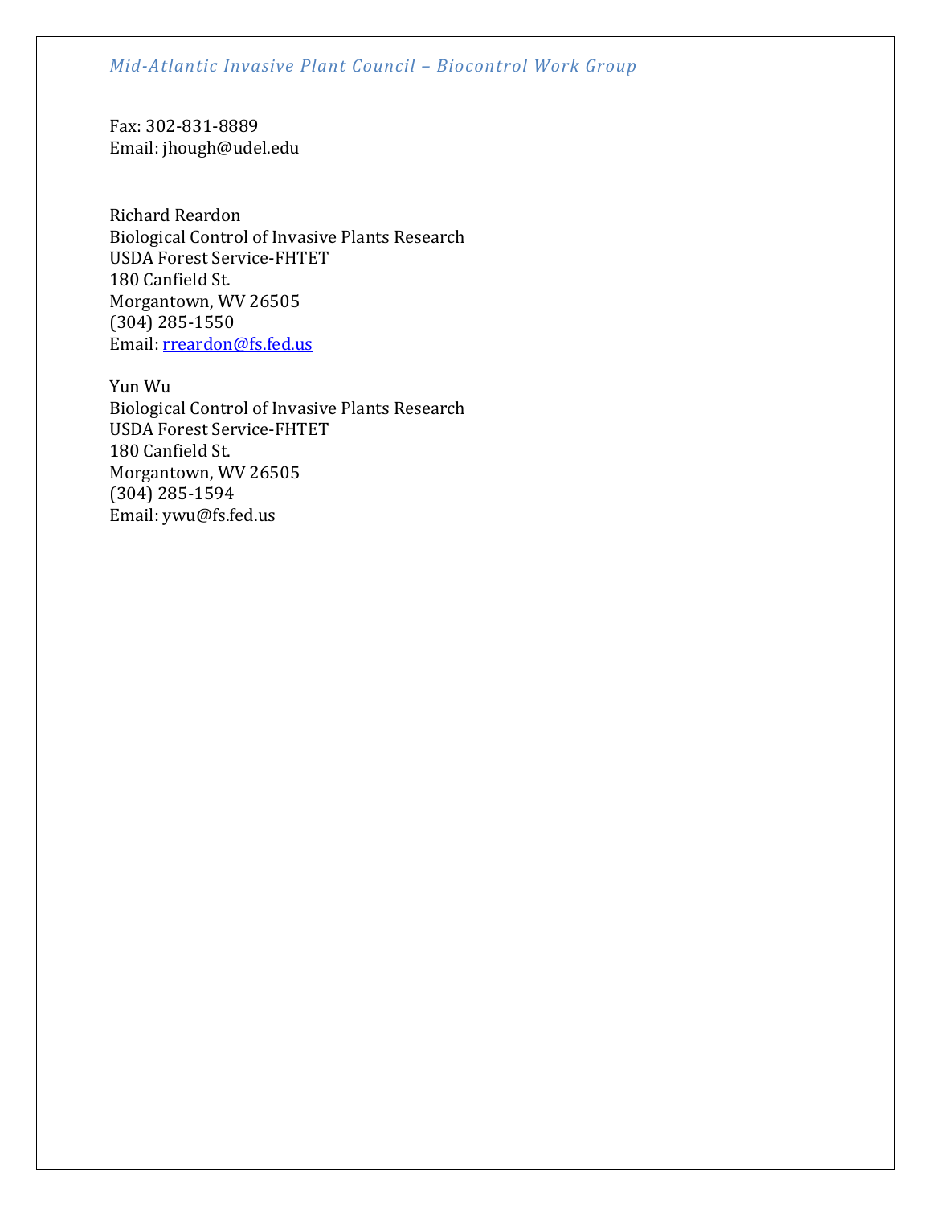Fax: 302-831-8889
Email: jhough@udel.edu

Richard Reardon
Biological Control of Invasive Plants Research
USDA Forest Service-FHTET
180 Canfield St.
Morgantown, WV 26505
(304) 285-1550
Email: rreardon@fs.fed.us

Yun Wu
Biological Control of Invasive Plants Research
USDA Forest Service-FHTET
180 Canfield St.
Morgantown, WV 26505
(304) 285-1594
Email: ywu@fs.fed.us